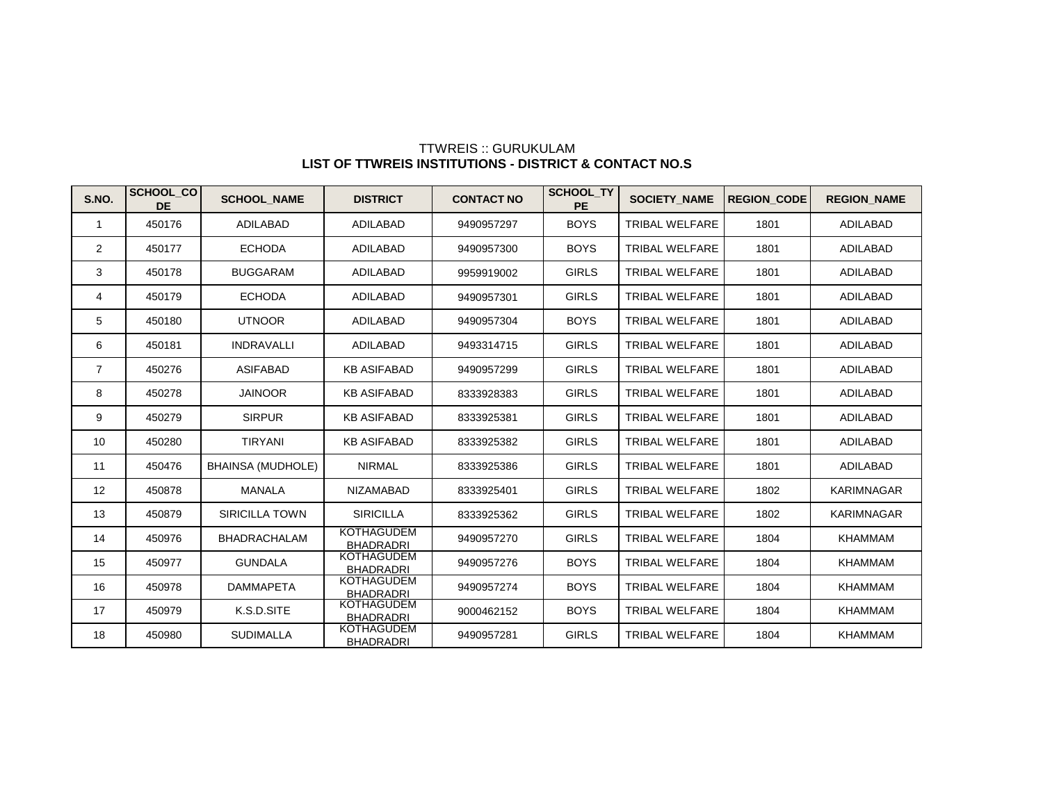TTWREIS :: GURUKULAM

**LIST OF TTWREIS INSTITUTIONS - DISTRICT & CONTACT NO.S**

| S.NO. | SCHOOL_CODE | SCHOOL_NAME | DISTRICT | CONTACT NO | SCHOOL_TYPE | SOCIETY_NAME | REGION_CODE | REGION_NAME |
|---|---|---|---|---|---|---|---|---|
| 1 | 450176 | ADILABAD | ADILABAD | 9490957297 | BOYS | TRIBAL WELFARE | 1801 | ADILABAD |
| 2 | 450177 | ECHODA | ADILABAD | 9490957300 | BOYS | TRIBAL WELFARE | 1801 | ADILABAD |
| 3 | 450178 | BUGGARAM | ADILABAD | 9959919002 | GIRLS | TRIBAL WELFARE | 1801 | ADILABAD |
| 4 | 450179 | ECHODA | ADILABAD | 9490957301 | GIRLS | TRIBAL WELFARE | 1801 | ADILABAD |
| 5 | 450180 | UTNOOR | ADILABAD | 9490957304 | BOYS | TRIBAL WELFARE | 1801 | ADILABAD |
| 6 | 450181 | INDRAVALLI | ADILABAD | 9493314715 | GIRLS | TRIBAL WELFARE | 1801 | ADILABAD |
| 7 | 450276 | ASIFABAD | KB ASIFABAD | 9490957299 | GIRLS | TRIBAL WELFARE | 1801 | ADILABAD |
| 8 | 450278 | JAINOOR | KB ASIFABAD | 8333928383 | GIRLS | TRIBAL WELFARE | 1801 | ADILABAD |
| 9 | 450279 | SIRPUR | KB ASIFABAD | 8333925381 | GIRLS | TRIBAL WELFARE | 1801 | ADILABAD |
| 10 | 450280 | TIRYANI | KB ASIFABAD | 8333925382 | GIRLS | TRIBAL WELFARE | 1801 | ADILABAD |
| 11 | 450476 | BHAINSA (MUDHOLE) | NIRMAL | 8333925386 | GIRLS | TRIBAL WELFARE | 1801 | ADILABAD |
| 12 | 450878 | MANALA | NIZAMABAD | 8333925401 | GIRLS | TRIBAL WELFARE | 1802 | KARIMNAGAR |
| 13 | 450879 | SIRICILLA TOWN | SIRICILLA | 8333925362 | GIRLS | TRIBAL WELFARE | 1802 | KARIMNAGAR |
| 14 | 450976 | BHADRACHALAM | KOTHAGUDEM BHADRADRI | 9490957270 | GIRLS | TRIBAL WELFARE | 1804 | KHAMMAM |
| 15 | 450977 | GUNDALA | KOTHAGUDEM BHADRADRI | 9490957276 | BOYS | TRIBAL WELFARE | 1804 | KHAMMAM |
| 16 | 450978 | DAMMAPETA | KOTHAGUDEM BHADRADRI | 9490957274 | BOYS | TRIBAL WELFARE | 1804 | KHAMMAM |
| 17 | 450979 | K.S.D.SITE | KOTHAGUDEM BHADRADRI | 9000462152 | BOYS | TRIBAL WELFARE | 1804 | KHAMMAM |
| 18 | 450980 | SUDIMALLA | KOTHAGUDEM BHADRADRI | 9490957281 | GIRLS | TRIBAL WELFARE | 1804 | KHAMMAM |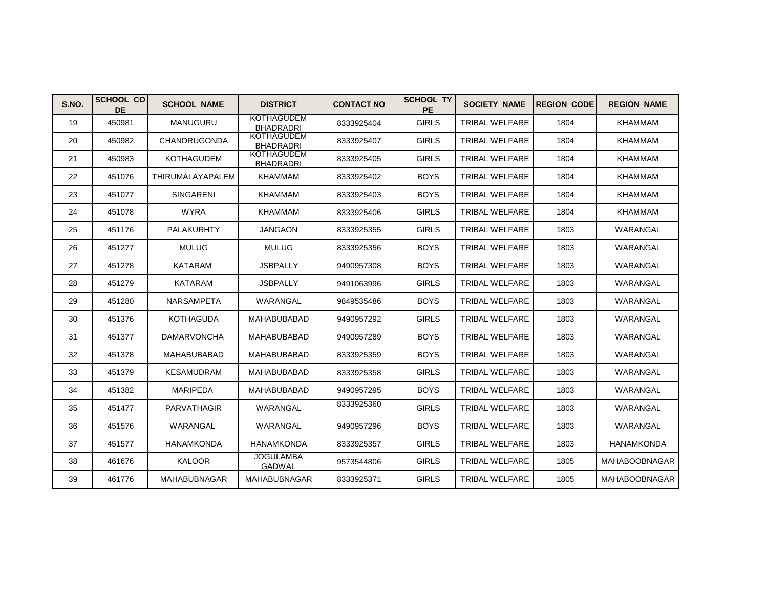| S.NO. | SCHOOL_CODE | SCHOOL_NAME | DISTRICT | CONTACT NO | SCHOOL_TYPE | SOCIETY_NAME | REGION_CODE | REGION_NAME |
|---|---|---|---|---|---|---|---|---|
| 19 | 450981 | MANUGURU | KOTHAGUDEM BHADRADRI | 8333925404 | GIRLS | TRIBAL WELFARE | 1804 | KHAMMAM |
| 20 | 450982 | CHANDRUGONDA | KOTHAGUDEM BHADRADRI | 8333925407 | GIRLS | TRIBAL WELFARE | 1804 | KHAMMAM |
| 21 | 450983 | KOTHAGUDEM | KOTHAGUDEM BHADRADRI | 8333925405 | GIRLS | TRIBAL WELFARE | 1804 | KHAMMAM |
| 22 | 451076 | THIRUMALAYAPALEM | KHAMMAM | 8333925402 | BOYS | TRIBAL WELFARE | 1804 | KHAMMAM |
| 23 | 451077 | SINGARENI | KHAMMAM | 8333925403 | BOYS | TRIBAL WELFARE | 1804 | KHAMMAM |
| 24 | 451078 | WYRA | KHAMMAM | 8333925406 | GIRLS | TRIBAL WELFARE | 1804 | KHAMMAM |
| 25 | 451176 | PALAKURHTY | JANGAON | 8333925355 | GIRLS | TRIBAL WELFARE | 1803 | WARANGAL |
| 26 | 451277 | MULUG | MULUG | 8333925356 | BOYS | TRIBAL WELFARE | 1803 | WARANGAL |
| 27 | 451278 | KATARAM | JSBPALLY | 9490957308 | BOYS | TRIBAL WELFARE | 1803 | WARANGAL |
| 28 | 451279 | KATARAM | JSBPALLY | 9491063996 | GIRLS | TRIBAL WELFARE | 1803 | WARANGAL |
| 29 | 451280 | NARSAMPETA | WARANGAL | 9849535486 | BOYS | TRIBAL WELFARE | 1803 | WARANGAL |
| 30 | 451376 | KOTHAGUDA | MAHABUBABAD | 9490957292 | GIRLS | TRIBAL WELFARE | 1803 | WARANGAL |
| 31 | 451377 | DAMARVONCHA | MAHABUBABAD | 9490957289 | BOYS | TRIBAL WELFARE | 1803 | WARANGAL |
| 32 | 451378 | MAHABUBABAD | MAHABUBABAD | 8333925359 | BOYS | TRIBAL WELFARE | 1803 | WARANGAL |
| 33 | 451379 | KESAMUDRAM | MAHABUBABAD | 8333925358 | GIRLS | TRIBAL WELFARE | 1803 | WARANGAL |
| 34 | 451382 | MARIPEDA | MAHABUBABAD | 9490957295 | BOYS | TRIBAL WELFARE | 1803 | WARANGAL |
| 35 | 451477 | PARVATHAGIR | WARANGAL | 8333925360 | GIRLS | TRIBAL WELFARE | 1803 | WARANGAL |
| 36 | 451576 | WARANGAL | WARANGAL | 9490957296 | BOYS | TRIBAL WELFARE | 1803 | WARANGAL |
| 37 | 451577 | HANAMKONDA | HANAMKONDA | 8333925357 | GIRLS | TRIBAL WELFARE | 1803 | HANAMKONDA |
| 38 | 461676 | KALOOR | JOGULAMBA GADWAL | 9573544806 | GIRLS | TRIBAL WELFARE | 1805 | MAHABOOBNAGAR |
| 39 | 461776 | MAHABUBNAGAR | MAHABUBNAGAR | 8333925371 | GIRLS | TRIBAL WELFARE | 1805 | MAHABOOBNAGAR |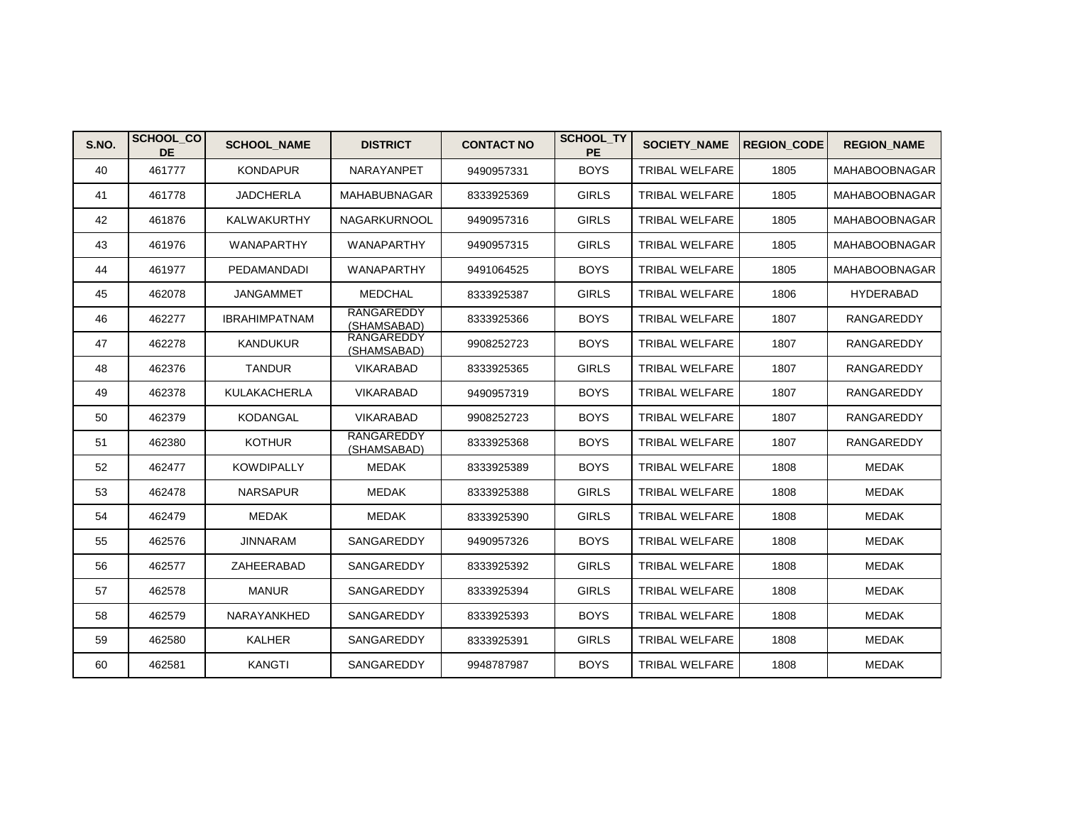| S.NO. | SCHOOL_CODE | SCHOOL_NAME | DISTRICT | CONTACT NO | SCHOOL_TYPE | SOCIETY_NAME | REGION_CODE | REGION_NAME |
|---|---|---|---|---|---|---|---|---|
| 40 | 461777 | KONDAPUR | NARAYANPET | 9490957331 | BOYS | TRIBAL WELFARE | 1805 | MAHABOOBNAGAR |
| 41 | 461778 | JADCHERLA | MAHABUBNAGAR | 8333925369 | GIRLS | TRIBAL WELFARE | 1805 | MAHABOOBNAGAR |
| 42 | 461876 | KALWAKURTHY | NAGARKURNOOL | 9490957316 | GIRLS | TRIBAL WELFARE | 1805 | MAHABOOBNAGAR |
| 43 | 461976 | WANAPARTHY | WANAPARTHY | 9490957315 | GIRLS | TRIBAL WELFARE | 1805 | MAHABOOBNAGAR |
| 44 | 461977 | PEDAMANDADI | WANAPARTHY | 9491064525 | BOYS | TRIBAL WELFARE | 1805 | MAHABOOBNAGAR |
| 45 | 462078 | JANGAMMET | MEDCHAL | 8333925387 | GIRLS | TRIBAL WELFARE | 1806 | HYDERABAD |
| 46 | 462277 | IBRAHIMPATNAM | RANGAREDDY (SHAMSABAD) | 8333925366 | BOYS | TRIBAL WELFARE | 1807 | RANGAREDDY |
| 47 | 462278 | KANDUKUR | RANGAREDDY (SHAMSABAD) | 9908252723 | BOYS | TRIBAL WELFARE | 1807 | RANGAREDDY |
| 48 | 462376 | TANDUR | VIKARABAD | 8333925365 | GIRLS | TRIBAL WELFARE | 1807 | RANGAREDDY |
| 49 | 462378 | KULAKACHERLA | VIKARABAD | 9490957319 | BOYS | TRIBAL WELFARE | 1807 | RANGAREDDY |
| 50 | 462379 | KODANGAL | VIKARABAD | 9908252723 | BOYS | TRIBAL WELFARE | 1807 | RANGAREDDY |
| 51 | 462380 | KOTHUR | RANGAREDDY (SHAMSABAD) | 8333925368 | BOYS | TRIBAL WELFARE | 1807 | RANGAREDDY |
| 52 | 462477 | KOWDIPALLY | MEDAK | 8333925389 | BOYS | TRIBAL WELFARE | 1808 | MEDAK |
| 53 | 462478 | NARSAPUR | MEDAK | 8333925388 | GIRLS | TRIBAL WELFARE | 1808 | MEDAK |
| 54 | 462479 | MEDAK | MEDAK | 8333925390 | GIRLS | TRIBAL WELFARE | 1808 | MEDAK |
| 55 | 462576 | JINNARAM | SANGAREDDY | 9490957326 | BOYS | TRIBAL WELFARE | 1808 | MEDAK |
| 56 | 462577 | ZAHEERABAD | SANGAREDDY | 8333925392 | GIRLS | TRIBAL WELFARE | 1808 | MEDAK |
| 57 | 462578 | MANUR | SANGAREDDY | 8333925394 | GIRLS | TRIBAL WELFARE | 1808 | MEDAK |
| 58 | 462579 | NARAYANKHED | SANGAREDDY | 8333925393 | BOYS | TRIBAL WELFARE | 1808 | MEDAK |
| 59 | 462580 | KALHER | SANGAREDDY | 8333925391 | GIRLS | TRIBAL WELFARE | 1808 | MEDAK |
| 60 | 462581 | KANGTI | SANGAREDDY | 9948787987 | BOYS | TRIBAL WELFARE | 1808 | MEDAK |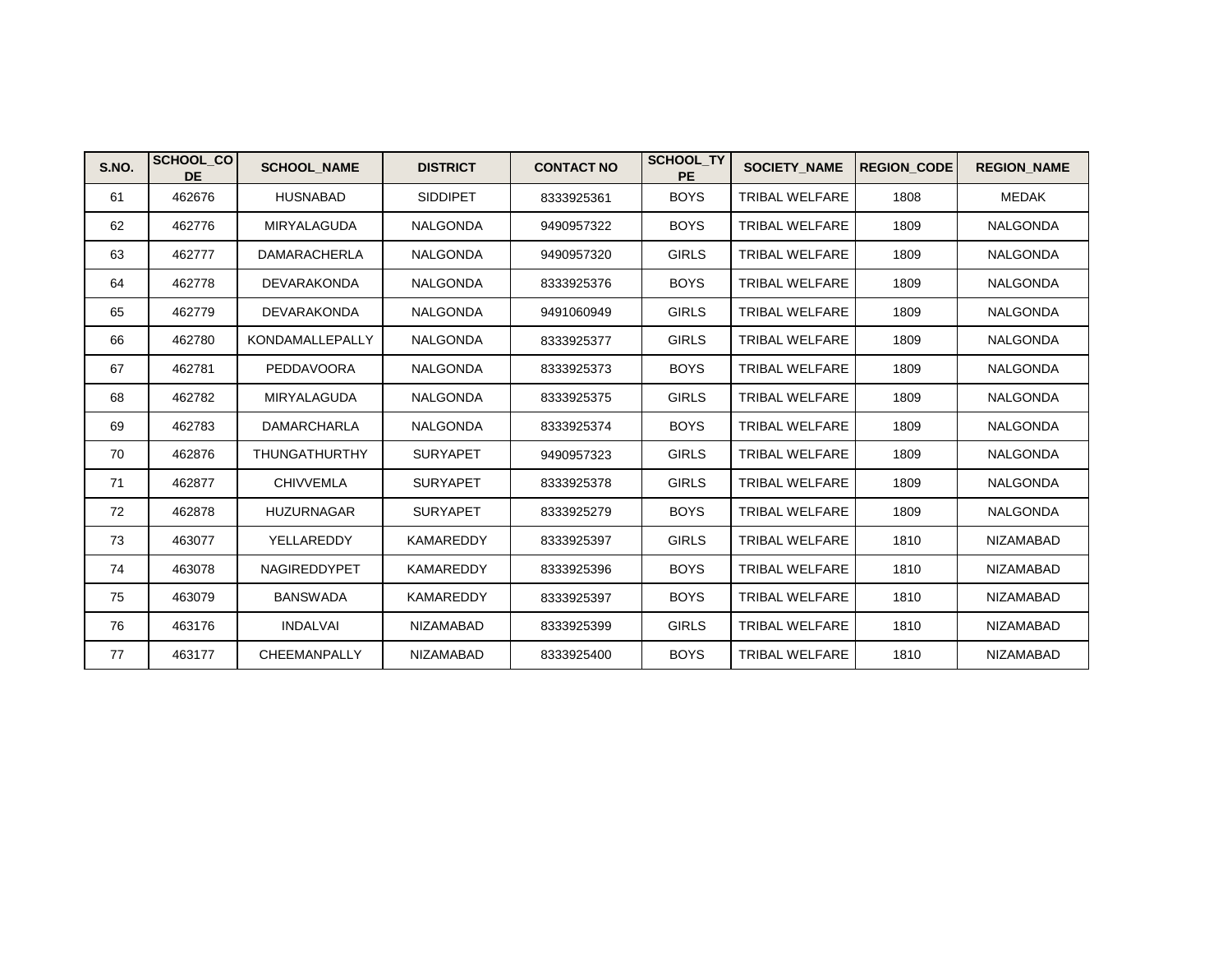| S.NO. | SCHOOL_CODE | SCHOOL_NAME | DISTRICT | CONTACT NO | SCHOOL_TYPE | SOCIETY_NAME | REGION_CODE | REGION_NAME |
|---|---|---|---|---|---|---|---|---|
| 61 | 462676 | HUSNABAD | SIDDIPET | 8333925361 | BOYS | TRIBAL WELFARE | 1808 | MEDAK |
| 62 | 462776 | MIRYALAGUDA | NALGONDA | 9490957322 | BOYS | TRIBAL WELFARE | 1809 | NALGONDA |
| 63 | 462777 | DAMARACHERLA | NALGONDA | 9490957320 | GIRLS | TRIBAL WELFARE | 1809 | NALGONDA |
| 64 | 462778 | DEVARAKONDA | NALGONDA | 8333925376 | BOYS | TRIBAL WELFARE | 1809 | NALGONDA |
| 65 | 462779 | DEVARAKONDA | NALGONDA | 9491060949 | GIRLS | TRIBAL WELFARE | 1809 | NALGONDA |
| 66 | 462780 | KONDAMALLEPALLY | NALGONDA | 8333925377 | GIRLS | TRIBAL WELFARE | 1809 | NALGONDA |
| 67 | 462781 | PEDDAVOORA | NALGONDA | 8333925373 | BOYS | TRIBAL WELFARE | 1809 | NALGONDA |
| 68 | 462782 | MIRYALAGUDA | NALGONDA | 8333925375 | GIRLS | TRIBAL WELFARE | 1809 | NALGONDA |
| 69 | 462783 | DAMARCHARLA | NALGONDA | 8333925374 | BOYS | TRIBAL WELFARE | 1809 | NALGONDA |
| 70 | 462876 | THUNGATHURTHY | SURYAPET | 9490957323 | GIRLS | TRIBAL WELFARE | 1809 | NALGONDA |
| 71 | 462877 | CHIVVEMLA | SURYAPET | 8333925378 | GIRLS | TRIBAL WELFARE | 1809 | NALGONDA |
| 72 | 462878 | HUZURNAGAR | SURYAPET | 8333925279 | BOYS | TRIBAL WELFARE | 1809 | NALGONDA |
| 73 | 463077 | YELLAREDDY | KAMAREDDY | 8333925397 | GIRLS | TRIBAL WELFARE | 1810 | NIZAMABAD |
| 74 | 463078 | NAGIREDDYPET | KAMAREDDY | 8333925396 | BOYS | TRIBAL WELFARE | 1810 | NIZAMABAD |
| 75 | 463079 | BANSWADA | KAMAREDDY | 8333925397 | BOYS | TRIBAL WELFARE | 1810 | NIZAMABAD |
| 76 | 463176 | INDALVAI | NIZAMABAD | 8333925399 | GIRLS | TRIBAL WELFARE | 1810 | NIZAMABAD |
| 77 | 463177 | CHEEMANPALLY | NIZAMABAD | 8333925400 | BOYS | TRIBAL WELFARE | 1810 | NIZAMABAD |